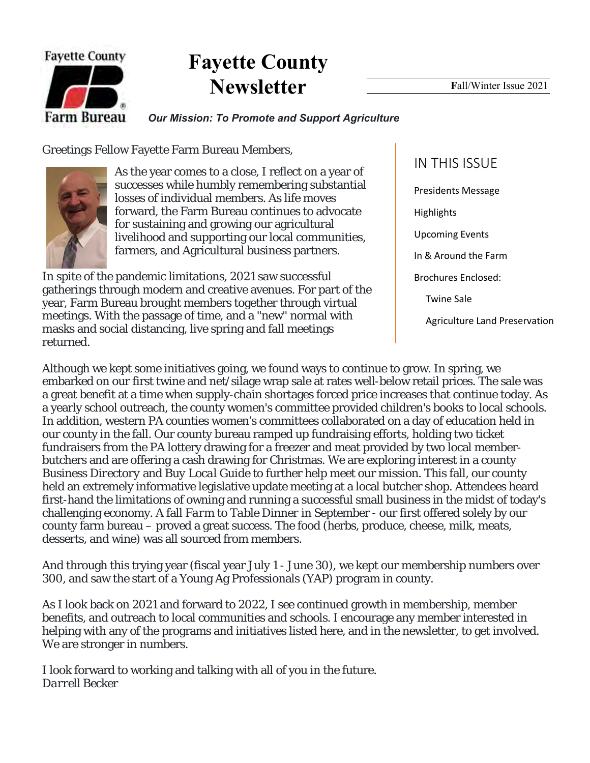Fayette County Farm Bureau

# Fayette County Newsletter

Fall/Winter Issue 2021

***Our Mission: To Promote and Support Agriculture***

## IN THIS ISSUE

- Presidents Message
- Highlights
- Upcoming Events
- In & Around the Farm
- Brochures Enclosed:
  - Twine Sale
  - Agriculture Land Preservation

Greetings Fellow Fayette Farm Bureau Members,

As the year comes to a close, I reflect on a year of successes while humbly remembering substantial losses of individual members. As life moves forward, the Farm Bureau continues to advocate for sustaining and growing our agricultural livelihood and supporting our local communities, farmers, and Agricultural business partners.

In spite of the pandemic limitations, 2021 saw successful gatherings through modern and creative avenues. For part of the year, Farm Bureau brought members together through virtual meetings. With the passage of time, and a "new" normal with masks and social distancing, live spring and fall meetings returned.

Although we kept some initiatives going, we found ways to continue to grow. In spring, we embarked on our first twine and net/silage wrap sale at rates well-below retail prices. The sale was a great benefit at a time when supply-chain shortages forced price increases that continue today. As a yearly school outreach, the county women's committee provided children's books to local schools. In addition, western PA counties women's committees collaborated on a day of education held in our county in the fall. Our county bureau ramped up fundraising efforts, holding two ticket fundraisers from the PA lottery drawing for a freezer and meat provided by two local member-butchers and are offering a cash drawing for Christmas. We are exploring interest in a county *Business Directory* and *Buy Local Guide* to further help meet our mission. This fall, our county held an extremely informative legislative update meeting at a local butcher shop. Attendees heard first-hand the limitations of owning and running a successful small business in the midst of today's challenging economy. A fall *Farm to Table Dinner* in September - our first offered solely by our county farm bureau – proved a great success. The food (herbs, produce, cheese, milk, meats, desserts, and wine) was all sourced from members.

And through this trying year (fiscal year July 1 - June 30), we kept our membership numbers over 300, and saw the start of a Young Ag Professionals (YAP) program in county.

As I look back on 2021 and forward to 2022, I see continued growth in membership, member benefits, and outreach to local communities and schools. I encourage any member interested in helping with any of the programs and initiatives listed here, and in the newsletter, to get involved. We are stronger in numbers.

I look forward to working and talking with all of you in the future.
*Darrell Becker*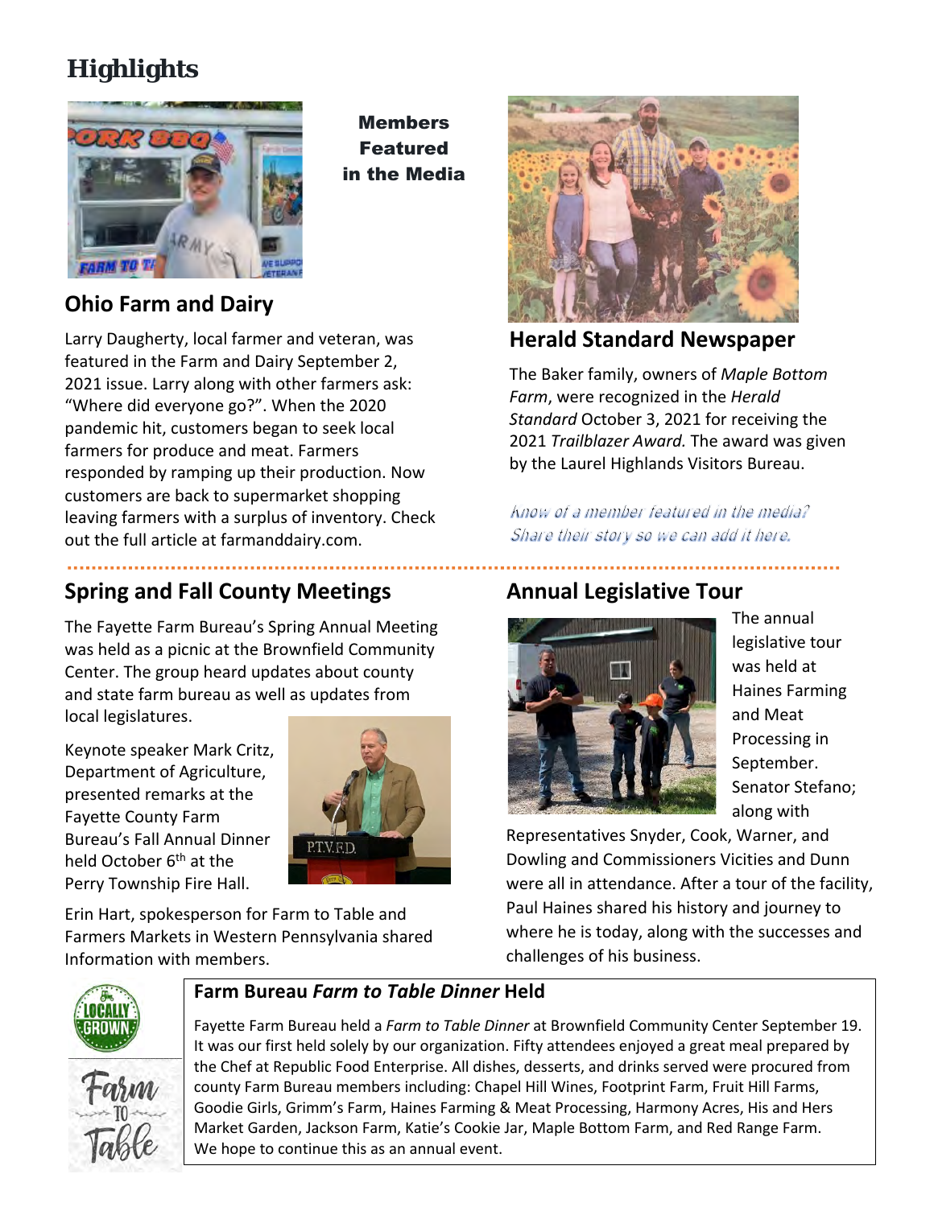# Highlights

**Members Featured in the Media**

## Ohio Farm and Dairy

Larry Daugherty, local farmer and veteran, was featured in the Farm and Dairy September 2, 2021 issue. Larry along with other farmers ask: "Where did everyone go?". When the 2020 pandemic hit, customers began to seek local farmers for produce and meat. Farmers responded by ramping up their production. Now customers are back to supermarket shopping leaving farmers with a surplus of inventory. Check out the full article at farmanddairy.com.

## Herald Standard Newspaper

The Baker family, owners of *Maple Bottom Farm*, were recognized in the *Herald Standard* October 3, 2021 for receiving the 2021 *Trailblazer Award.* The award was given by the Laurel Highlands Visitors Bureau.

*Know of a member featured in the media? Share their story so we can add it here.*

## Spring and Fall County Meetings

The Fayette Farm Bureau's Spring Annual Meeting was held as a picnic at the Brownfield Community Center. The group heard updates about county and state farm bureau as well as updates from local legislatures.

Keynote speaker Mark Critz, Department of Agriculture, presented remarks at the Fayette County Farm Bureau's Fall Annual Dinner held October 6th at the Perry Township Fire Hall.

Erin Hart, spokesperson for Farm to Table and Farmers Markets in Western Pennsylvania shared Information with members.

## Annual Legislative Tour

The annual legislative tour was held at Haines Farming and Meat Processing in September. Senator Stefano; along with Representatives Snyder, Cook, Warner, and Dowling and Commissioners Vicities and Dunn were all in attendance. After a tour of the facility, Paul Haines shared his history and journey to where he is today, along with the successes and challenges of his business.

### Farm Bureau *Farm to Table Dinner* Held

Fayette Farm Bureau held a *Farm to Table Dinner* at Brownfield Community Center September 19. It was our first held solely by our organization. Fifty attendees enjoyed a great meal prepared by the Chef at Republic Food Enterprise. All dishes, desserts, and drinks served were procured from county Farm Bureau members including: Chapel Hill Wines, Footprint Farm, Fruit Hill Farms, Goodie Girls, Grimm's Farm, Haines Farming & Meat Processing, Harmony Acres, His and Hers Market Garden, Jackson Farm, Katie's Cookie Jar, Maple Bottom Farm, and Red Range Farm. We hope to continue this as an annual event.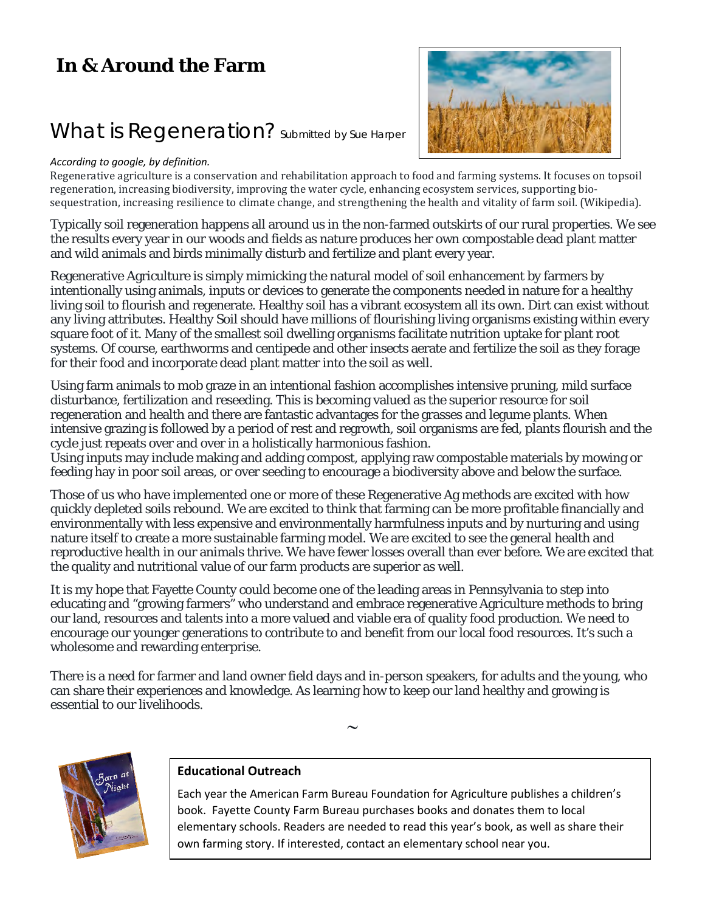# In & Around the Farm

## What is Regeneration? Submitted by Sue Harper

*According to google, by definition.*

Regenerative agriculture is a conservation and rehabilitation approach to food and farming systems. It focuses on topsoil regeneration, increasing biodiversity, improving the water cycle, enhancing ecosystem services, supporting bio-sequestration, increasing resilience to climate change, and strengthening the health and vitality of farm soil. (Wikipedia).

Typically soil regeneration happens all around us in the non-farmed outskirts of our rural properties. We see the results every year in our woods and fields as nature produces her own compostable dead plant matter and wild animals and birds minimally disturb and fertilize and plant every year.

Regenerative Agriculture is simply mimicking the natural model of soil enhancement by farmers by intentionally using animals, inputs or devices to generate the components needed in nature for a healthy living soil to flourish and regenerate. Healthy soil has a vibrant ecosystem all its own. Dirt can exist without any living attributes. Healthy Soil should have millions of flourishing living organisms existing within every square foot of it. Many of the smallest soil dwelling organisms facilitate nutrition uptake for plant root systems. Of course, earthworms and centipede and other insects aerate and fertilize the soil as they forage for their food and incorporate dead plant matter into the soil as well.

Using farm animals to mob graze in an intentional fashion accomplishes intensive pruning, mild surface disturbance, fertilization and reseeding. This is becoming valued as the superior resource for soil regeneration and health and there are fantastic advantages for the grasses and legume plants. When intensive grazing is followed by a period of rest and regrowth, soil organisms are fed, plants flourish and the cycle just repeats over and over in a holistically harmonious fashion.
Using inputs may include making and adding compost, applying raw compostable materials by mowing or feeding hay in poor soil areas, or over seeding to encourage a biodiversity above and below the surface.

Those of us who have implemented one or more of these Regenerative Ag methods are excited with how quickly depleted soils rebound. We are excited to think that farming can be more profitable financially and environmentally with less expensive and environmentally harmfulness inputs and by nurturing and using nature itself to create a more sustainable farming model. We are excited to see the general health and reproductive health in our animals thrive. We have fewer losses overall than ever before. We are excited that the quality and nutritional value of our farm products are superior as well.

It is my hope that Fayette County could become one of the leading areas in Pennsylvania to step into educating and "growing farmers" who understand and embrace regenerative Agriculture methods to bring our land, resources and talents into a more valued and viable era of quality food production. We need to encourage our younger generations to contribute to and benefit from our local food resources. It's such a wholesome and rewarding enterprise.

There is a need for farmer and land owner field days and in-person speakers, for adults and the young, who can share their experiences and knowledge. As learning how to keep our land healthy and growing is essential to our livelihoods.

~

**Educational Outreach**

Each year the American Farm Bureau Foundation for Agriculture publishes a children's book. Fayette County Farm Bureau purchases books and donates them to local elementary schools. Readers are needed to read this year's book, as well as share their own farming story. If interested, contact an elementary school near you.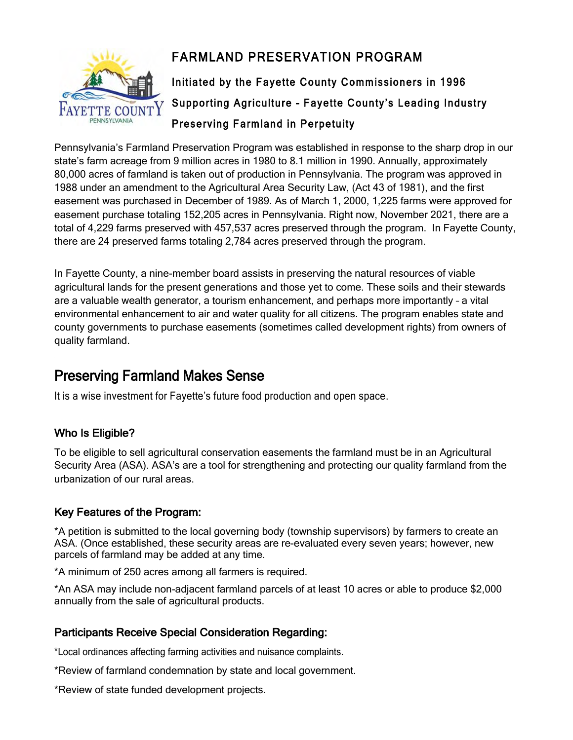# FARMLAND PRESERVATION PROGRAM

**Initiated by the Fayette County Commissioners in 1996**

**Supporting Agriculture – Fayette County's Leading Industry**

**Preserving Farmland in Perpetuity**

Pennsylvania's Farmland Preservation Program was established in response to the sharp drop in our state's farm acreage from 9 million acres in 1980 to 8.1 million in 1990. Annually, approximately 80,000 acres of farmland is taken out of production in Pennsylvania. The program was approved in 1988 under an amendment to the Agricultural Area Security Law, (Act 43 of 1981), and the first easement was purchased in December of 1989. As of March 1, 2000, 1,225 farms were approved for easement purchase totaling 152,205 acres in Pennsylvania. Right now, November 2021, there are a total of 4,229 farms preserved with 457,537 acres preserved through the program. In Fayette County, there are 24 preserved farms totaling 2,784 acres preserved through the program.

In Fayette County, a nine-member board assists in preserving the natural resources of viable agricultural lands for the present generations and those yet to come. These soils and their stewards are a valuable wealth generator, a tourism enhancement, and perhaps more importantly – a vital environmental enhancement to air and water quality for all citizens. The program enables state and county governments to purchase easements (sometimes called development rights) from owners of quality farmland.

## Preserving Farmland Makes Sense

It is a wise investment for Fayette's future food production and open space.

### Who Is Eligible?

To be eligible to sell agricultural conservation easements the farmland must be in an Agricultural Security Area (ASA). ASA's are a tool for strengthening and protecting our quality farmland from the urbanization of our rural areas.

### Key Features of the Program:

*A petition is submitted to the local governing body (township supervisors) by farmers to create an ASA. (Once established, these security areas are re-evaluated every seven years; however, new parcels of farmland may be added at any time.

*A minimum of 250 acres among all farmers is required.

*An ASA may include non-adjacent farmland parcels of at least 10 acres or able to produce $2,000 annually from the sale of agricultural products.

### Participants Receive Special Consideration Regarding:

*Local ordinances affecting farming activities and nuisance complaints.

*Review of farmland condemnation by state and local government.

*Review of state funded development projects.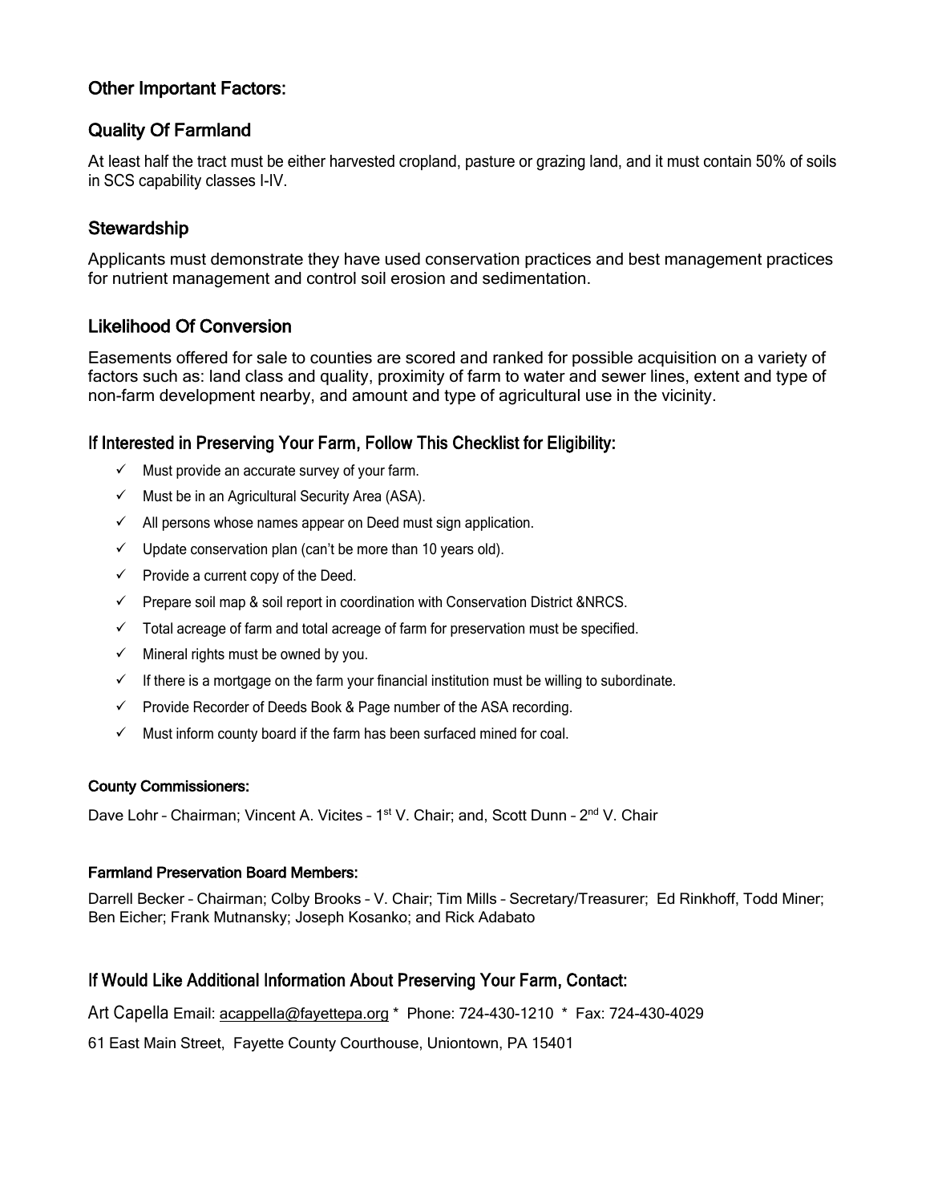## Other Important Factors:

### Quality Of Farmland

At least half the tract must be either harvested cropland, pasture or grazing land, and it must contain 50% of soils in SCS capability classes I-IV.

### Stewardship

Applicants must demonstrate they have used conservation practices and best management practices for nutrient management and control soil erosion and sedimentation.

### Likelihood Of Conversion

Easements offered for sale to counties are scored and ranked for possible acquisition on a variety of factors such as: land class and quality, proximity of farm to water and sewer lines, extent and type of non-farm development nearby, and amount and type of agricultural use in the vicinity.

### If Interested in Preserving Your Farm, Follow This Checklist for Eligibility:

- ✓ Must provide an accurate survey of your farm.
- ✓ Must be in an Agricultural Security Area (ASA).
- ✓ All persons whose names appear on Deed must sign application.
- ✓ Update conservation plan (can't be more than 10 years old).
- ✓ Provide a current copy of the Deed.
- ✓ Prepare soil map & soil report in coordination with Conservation District &NRCS.
- ✓ Total acreage of farm and total acreage of farm for preservation must be specified.
- ✓ Mineral rights must be owned by you.
- ✓ If there is a mortgage on the farm your financial institution must be willing to subordinate.
- ✓ Provide Recorder of Deeds Book & Page number of the ASA recording.
- ✓ Must inform county board if the farm has been surfaced mined for coal.

#### County Commissioners:

Dave Lohr – Chairman; Vincent A. Vicites – 1st V. Chair; and, Scott Dunn – 2nd V. Chair

#### Farmland Preservation Board Members:

Darrell Becker – Chairman; Colby Brooks – V. Chair; Tim Mills – Secretary/Treasurer; Ed Rinkhoff, Todd Miner; Ben Eicher; Frank Mutnansky; Joseph Kosanko; and Rick Adabato

### If Would Like Additional Information About Preserving Your Farm, Contact:

Art Capella Email: acappella@fayettepa.org * Phone: 724-430-1210 * Fax: 724-430-4029

61 East Main Street, Fayette County Courthouse, Uniontown, PA 15401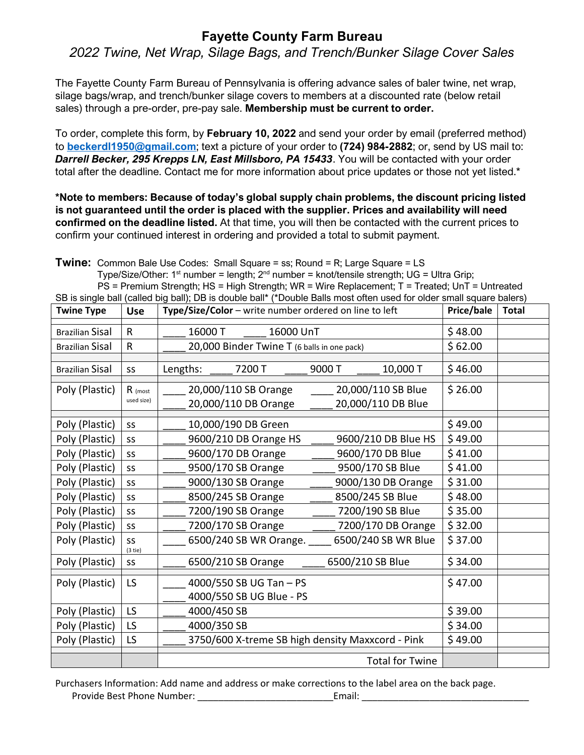# Fayette County Farm Bureau

## *2022 Twine, Net Wrap, Silage Bags, and Trench/Bunker Silage Cover Sales*

The Fayette County Farm Bureau of Pennsylvania is offering advance sales of baler twine, net wrap, silage bags/wrap, and trench/bunker silage covers to members at a discounted rate (below retail sales) through a pre-order, pre-pay sale. **Membership must be current to order.**

To order, complete this form, by **February 10, 2022** and send your order by email (preferred method) to **beckerdl1950@gmail.com**; text a picture of your order to **(724) 984-2882**; or, send by US mail to: ***Darrell Becker, 295 Krepps LN, East Millsboro, PA 15433***. You will be contacted with your order total after the deadline. Contact me for more information about price updates or those not yet listed.*

**\*Note to members: Because of today's global supply chain problems, the discount pricing listed is not guaranteed until the order is placed with the supplier. Prices and availability will need confirmed on the deadline listed.** At that time, you will then be contacted with the current prices to confirm your continued interest in ordering and provided a total to submit payment.

**Twine:** Common Bale Use Codes: Small Square = ss; Round = R; Large Square = LS
Type/Size/Other: 1st number = length; 2nd number = knot/tensile strength; UG = Ultra Grip;
PS = Premium Strength; HS = High Strength; WR = Wire Replacement; T = Treated; UnT = Untreated
SB is single ball (called big ball); DB is double ball* (*Double Balls most often used for older small square balers)

| Twine Type | Use | Type/Size/Color – write number ordered on line to left | Price/bale | Total |
|---|---|---|---|---|
| Brazilian Sisal | R | ____ 16000 T ____ 16000 UnT | $ 48.00 | |
| Brazilian Sisal | R | ____ 20,000 Binder Twine T (6 balls in one pack) | $ 62.00 | |
| Brazilian Sisal | ss | Lengths: ____ 7200 T ____ 9000 T ____ 10,000 T | $ 46.00 | |
| Poly (Plastic) | R (most used size) | ____ 20,000/110 SB Orange ____ 20,000/110 SB Blue<br>____ 20,000/110 DB Orange ____ 20,000/110 DB Blue | $ 26.00 | |
| Poly (Plastic) | ss | ____ 10,000/190 DB Green | $ 49.00 | |
| Poly (Plastic) | ss | ____ 9600/210 DB Orange HS ____ 9600/210 DB Blue HS | $ 49.00 | |
| Poly (Plastic) | ss | ____ 9600/170 DB Orange ____ 9600/170 DB Blue | $ 41.00 | |
| Poly (Plastic) | ss | ____ 9500/170 SB Orange ____ 9500/170 SB Blue | $ 41.00 | |
| Poly (Plastic) | ss | ____ 9000/130 SB Orange ____ 9000/130 DB Orange | $ 31.00 | |
| Poly (Plastic) | ss | ____ 8500/245 SB Orange ____ 8500/245 SB Blue | $ 48.00 | |
| Poly (Plastic) | ss | ____ 7200/190 SB Orange ____ 7200/190 SB Blue | $ 35.00 | |
| Poly (Plastic) | ss | ____ 7200/170 SB Orange ____ 7200/170 DB Orange | $ 32.00 | |
| Poly (Plastic) | ss (3 tie) | ____ 6500/240 SB WR Orange. ____ 6500/240 SB WR Blue | $ 37.00 | |
| Poly (Plastic) | ss | ____ 6500/210 SB Orange ____ 6500/210 SB Blue | $ 34.00 | |
| Poly (Plastic) | LS | ____ 4000/550 SB UG Tan – PS<br>____ 4000/550 SB UG Blue - PS | $ 47.00 | |
| Poly (Plastic) | LS | ____ 4000/450 SB | $ 39.00 | |
| Poly (Plastic) | LS | ____ 4000/350 SB | $ 34.00 | |
| Poly (Plastic) | LS | ____ 3750/600 X-treme SB high density Maxxcord - Pink | $ 49.00 | |
| | | Total for Twine | | |

Purchasers Information: Add name and address or make corrections to the label area on the back page.
Provide Best Phone Number: ___________________________ Email: _________________________________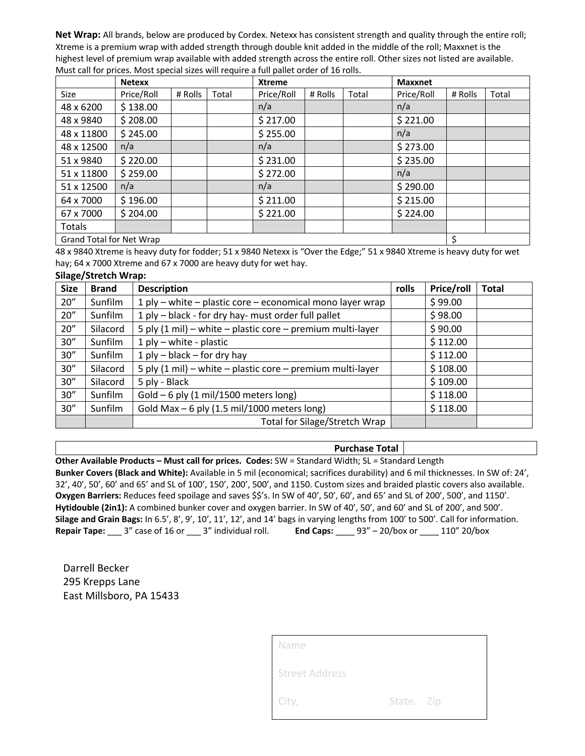**Net Wrap:** All brands, below are produced by Cordex. Netexx has consistent strength and quality through the entire roll; Xtreme is a premium wrap with added strength through double knit added in the middle of the roll; Maxxnet is the highest level of premium wrap available with added strength across the entire roll. Other sizes not listed are available. Must call for prices. Most special sizes will require a full pallet order of 16 rolls.

| | **Netexx** | | | **Xtreme** | | | **Maxxnet** | | |
|---|---|---|---|---|---|---|---|---|---|
| Size | Price/Roll | # Rolls | Total | Price/Roll | # Rolls | Total | Price/Roll | # Rolls | Total |
| 48 x 6200 | $ 138.00 | | | n/a | | | n/a | | |
| 48 x 9840 | $ 208.00 | | | $ 217.00 | | | $ 221.00 | | |
| 48 x 11800 | $ 245.00 | | | $ 255.00 | | | n/a | | |
| 48 x 12500 | n/a | | | n/a | | | $ 273.00 | | |
| 51 x 9840 | $ 220.00 | | | $ 231.00 | | | $ 235.00 | | |
| 51 x 11800 | $ 259.00 | | | $ 272.00 | | | n/a | | |
| 51 x 12500 | n/a | | | n/a | | | $ 290.00 | | |
| 64 x 7000 | $ 196.00 | | | $ 211.00 | | | $ 215.00 | | |
| 67 x 7000 | $ 204.00 | | | $ 221.00 | | | $ 224.00 | | |
| Totals | | | | | | | | | |
| Grand Total for Net Wrap | | | | | | | | $ | |

48 x 9840 Xtreme is heavy duty for fodder; 51 x 9840 Netexx is "Over the Edge;" 51 x 9840 Xtreme is heavy duty for wet hay; 64 x 7000 Xtreme and 67 x 7000 are heavy duty for wet hay.

**Silage/Stretch Wrap:**

| **Size** | **Brand** | **Description** | **rolls** | **Price/roll** | **Total** |
|---|---|---|---|---|---|
| 20" | Sunfilm | 1 ply – white – plastic core – economical mono layer wrap | | $ 99.00 | |
| 20" | Sunfilm | 1 ply – black - for dry hay- must order full pallet | | $ 98.00 | |
| 20" | Silacord | 5 ply (1 mil) – white – plastic core – premium multi-layer | | $ 90.00 | |
| 30" | Sunfilm | 1 ply – white - plastic | | $ 112.00 | |
| 30" | Sunfilm | 1 ply – black – for dry hay | | $ 112.00 | |
| 30" | Silacord | 5 ply (1 mil) – white – plastic core – premium multi-layer | | $ 108.00 | |
| 30" | Silacord | 5 ply - Black | | $ 109.00 | |
| 30" | Sunfilm | Gold – 6 ply (1 mil/1500 meters long) | | $ 118.00 | |
| 30" | Sunfilm | Gold Max – 6 ply (1.5 mil/1000 meters long) | | $ 118.00 | |
| | | Total for Silage/Stretch Wrap | | | |

| **Purchase Total** | |
|---|---|

**Other Available Products – Must call for prices. Codes:** SW = Standard Width; SL = Standard Length

**Bunker Covers (Black and White):** Available in 5 mil (economical; sacrifices durability) and 6 mil thicknesses. In SW of: 24', 32', 40', 50', 60' and 65' and SL of 100', 150', 200', 500', and 1150. Custom sizes and braided plastic covers also available.

**Oxygen Barriers:** Reduces feed spoilage and saves $$'s. In SW of 40', 50', 60', and 65' and SL of 200', 500', and 1150'.

**Hytidouble (2in1):** A combined bunker cover and oxygen barrier. In SW of 40', 50', and 60' and SL of 200', and 500'.

**Silage and Grain Bags:** In 6.5', 8', 9', 10', 11', 12', and 14' bags in varying lengths from 100' to 500'. Call for information.

**Repair Tape:** ___ 3" case of 16 or ___ 3" individual roll.  **End Caps:** ____ 93" – 20/box or ____ 110" 20/box

Darrell Becker
295 Krepps Lane
East Millsboro, PA 15433

Name

Street Address

City, State. Zip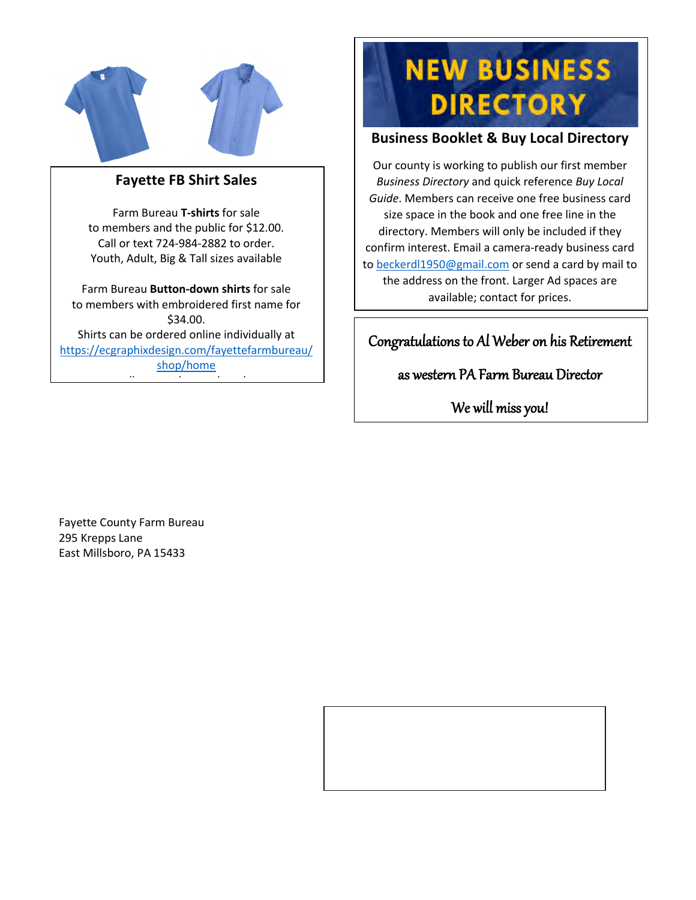## Fayette FB Shirt Sales

Farm Bureau **T-shirts** for sale to members and the public for $12.00.
Call or text 724-984-2882 to order.
Youth, Adult, Big & Tall sizes available

Farm Bureau **Button-down shirts** for sale to members with embroidered first name for $34.00.
Shirts can be ordered online individually at https://ecgraphixdesign.com/fayettefarmbureau/shop/home

## NEW BUSINESS DIRECTORY

### Business Booklet & Buy Local Directory

Our county is working to publish our first member *Business Directory* and quick reference *Buy Local Guide*. Members can receive one free business card size space in the book and one free line in the directory. Members will only be included if they confirm interest. Email a camera-ready business card to beckerdl1950@gmail.com or send a card by mail to the address on the front. Larger Ad spaces are available; contact for prices.

Congratulations to Al Weber on his Retirement

as western PA Farm Bureau Director

We will miss you!

Fayette County Farm Bureau
295 Krepps Lane
East Millsboro, PA 15433